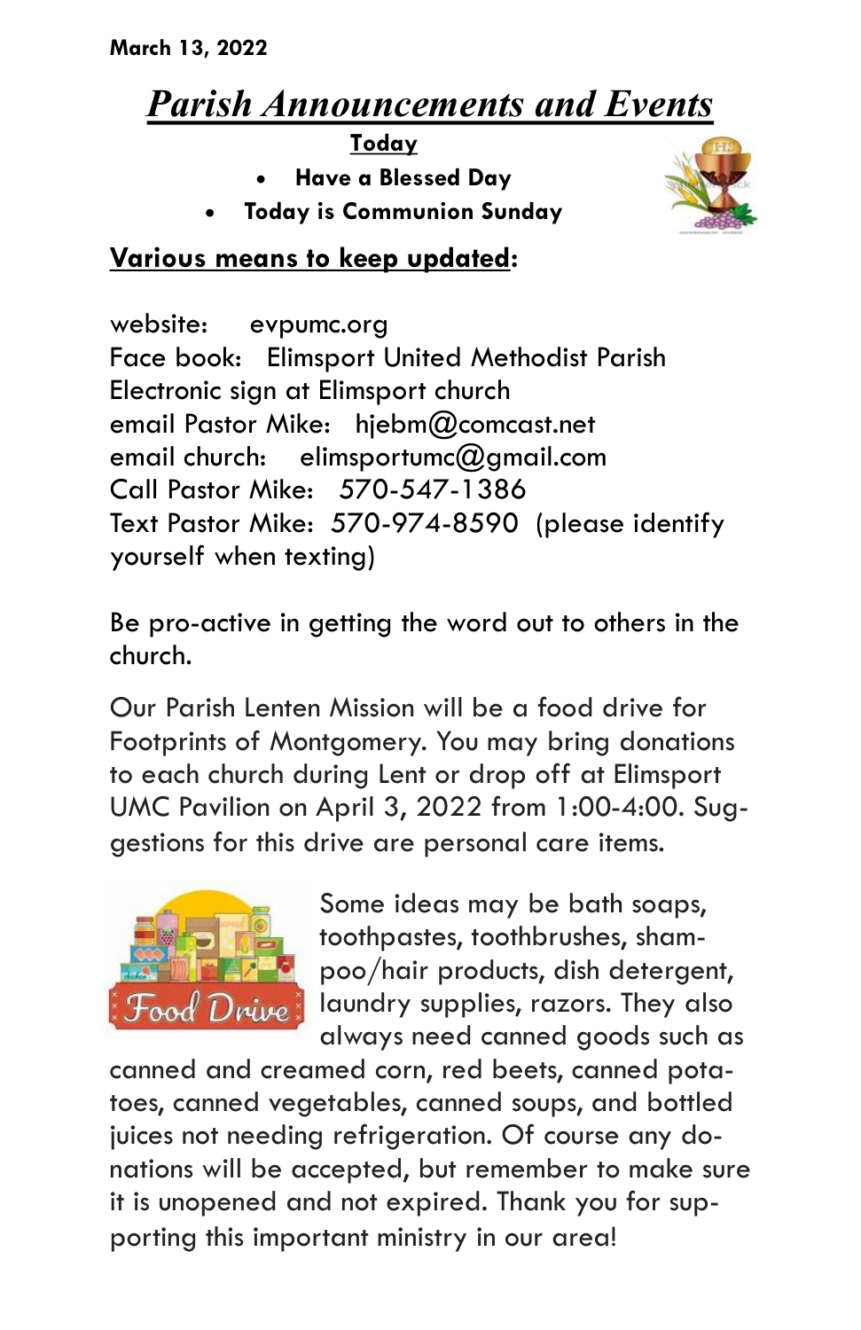**March 13, 2022**

# ***Parish Announcements and Events***

**Today**

- **Have a Blessed Day**
- **Today is Communion Sunday**

**Various means to keep updated:**

website: evpumc.org
Face book: Elimsport United Methodist Parish
Electronic sign at Elimsport church
email Pastor Mike: hjebm@comcast.net
email church: elimsportumc@gmail.com
Call Pastor Mike: 570-547-1386
Text Pastor Mike: 570-974-8590 (please identify yourself when texting)

Be pro-active in getting the word out to others in the church.

Our Parish Lenten Mission will be a food drive for Footprints of Montgomery. You may bring donations to each church during Lent or drop off at Elimsport UMC Pavilion on April 3, 2022 from 1:00-4:00. Suggestions for this drive are personal care items.

Some ideas may be bath soaps, toothpastes, toothbrushes, shampoo/hair products, dish detergent, laundry supplies, razors. They also always need canned goods such as canned and creamed corn, red beets, canned potatoes, canned vegetables, canned soups, and bottled juices not needing refrigeration. Of course any donations will be accepted, but remember to make sure it is unopened and not expired. Thank you for supporting this important ministry in our area!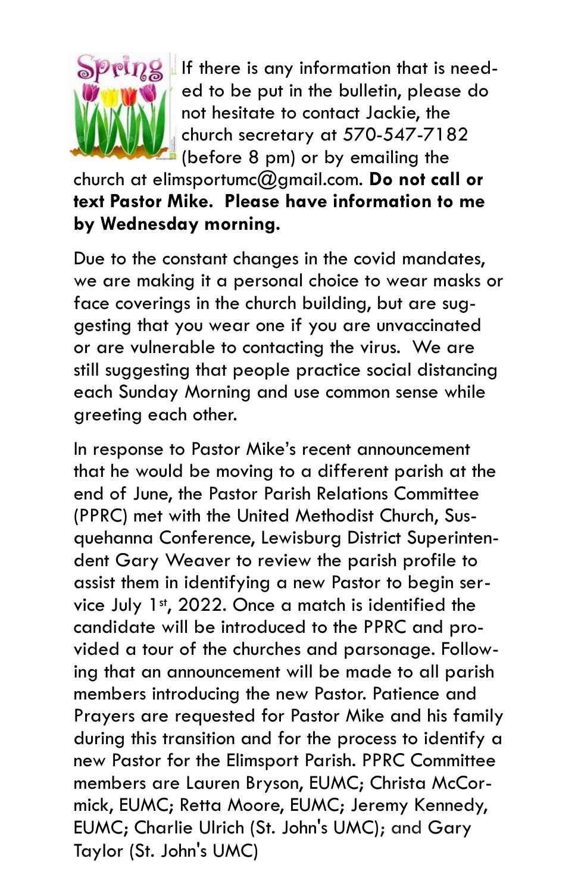If there is any information that is needed to be put in the bulletin, please do not hesitate to contact Jackie, the church secretary at 570-547-7182 (before 8 pm) or by emailing the church at elimsportumc@gmail.com. **Do not call or text Pastor Mike. Please have information to me by Wednesday morning.**

Due to the constant changes in the covid mandates, we are making it a personal choice to wear masks or face coverings in the church building, but are suggesting that you wear one if you are unvaccinated or are vulnerable to contacting the virus. We are still suggesting that people practice social distancing each Sunday Morning and use common sense while greeting each other.

In response to Pastor Mike's recent announcement that he would be moving to a different parish at the end of June, the Pastor Parish Relations Committee (PPRC) met with the United Methodist Church, Susquehanna Conference, Lewisburg District Superintendent Gary Weaver to review the parish profile to assist them in identifying a new Pastor to begin service July 1st, 2022. Once a match is identified the candidate will be introduced to the PPRC and provided a tour of the churches and parsonage. Following that an announcement will be made to all parish members introducing the new Pastor. Patience and Prayers are requested for Pastor Mike and his family during this transition and for the process to identify a new Pastor for the Elimsport Parish. PPRC Committee members are Lauren Bryson, EUMC; Christa McCormick, EUMC; Retta Moore, EUMC; Jeremy Kennedy, EUMC; Charlie Ulrich (St. John's UMC); and Gary Taylor (St. John's UMC)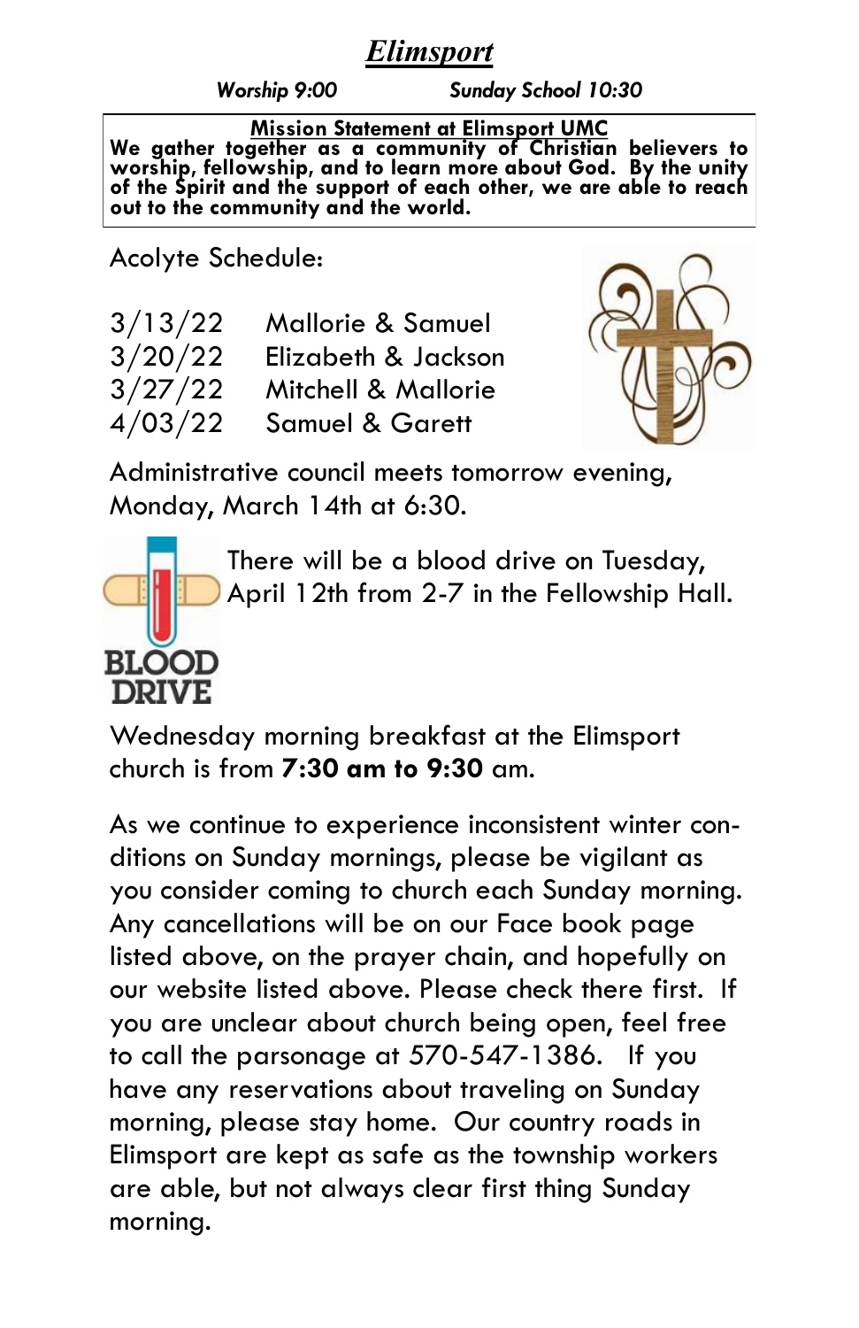# *Elimsport*

***Worship 9:00*** ***Sunday School 10:30***

**Mission Statement at Elimsport UMC**

**We gather together as a community of Christian believers to worship, fellowship, and to learn more about God. By the unity of the Spirit and the support of each other, we are able to reach out to the community and the world.**

Acolyte Schedule:

| | |
|---|---|
| 3/13/22 | Mallorie & Samuel |
| 3/20/22 | Elizabeth & Jackson |
| 3/27/22 | Mitchell & Mallorie |
| 4/03/22 | Samuel & Garett |

Administrative council meets tomorrow evening, Monday, March 14th at 6:30.

There will be a blood drive on Tuesday, April 12th from 2-7 in the Fellowship Hall.

Wednesday morning breakfast at the Elimsport church is from **7:30 am to 9:30** am.

As we continue to experience inconsistent winter conditions on Sunday mornings, please be vigilant as you consider coming to church each Sunday morning. Any cancellations will be on our Face book page listed above, on the prayer chain, and hopefully on our website listed above. Please check there first. If you are unclear about church being open, feel free to call the parsonage at 570-547-1386. If you have any reservations about traveling on Sunday morning, please stay home. Our country roads in Elimsport are kept as safe as the township workers are able, but not always clear first thing Sunday morning.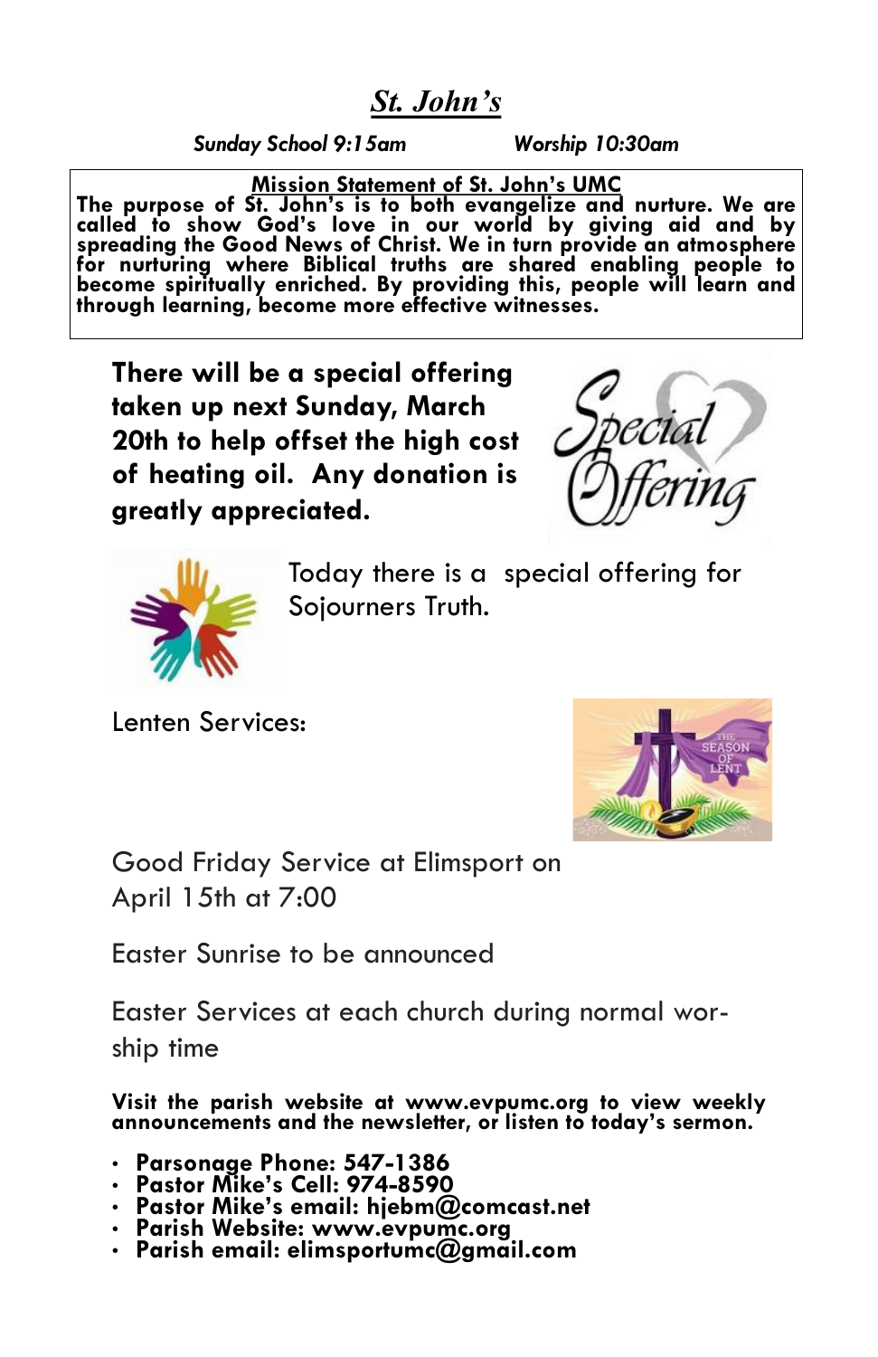# *St. John's*

*Sunday School 9:15am* *Worship 10:30am*

**Mission Statement of St. John's UMC**

**The purpose of St. John's is to both evangelize and nurture. We are called to show God's love in our world by giving aid and by spreading the Good News of Christ. We in turn provide an atmosphere for nurturing where Biblical truths are shared enabling people to become spiritually enriched. By providing this, people will learn and through learning, become more effective witnesses.**

**There will be a special offering taken up next Sunday, March 20th to help offset the high cost of heating oil. Any donation is greatly appreciated.**

Today there is a special offering for Sojourners Truth.

Lenten Services:

Good Friday Service at Elimsport on April 15th at 7:00

Easter Sunrise to be announced

Easter Services at each church during normal worship time

**Visit the parish website at www.evpumc.org to view weekly announcements and the newsletter, or listen to today's sermon.**

- **Parsonage Phone: 547-1386**
- **Pastor Mike's Cell: 974-8590**
- **Pastor Mike's email: hjebm@comcast.net**
- **Parish Website: www.evpumc.org**
- **Parish email: elimsportumc@gmail.com**